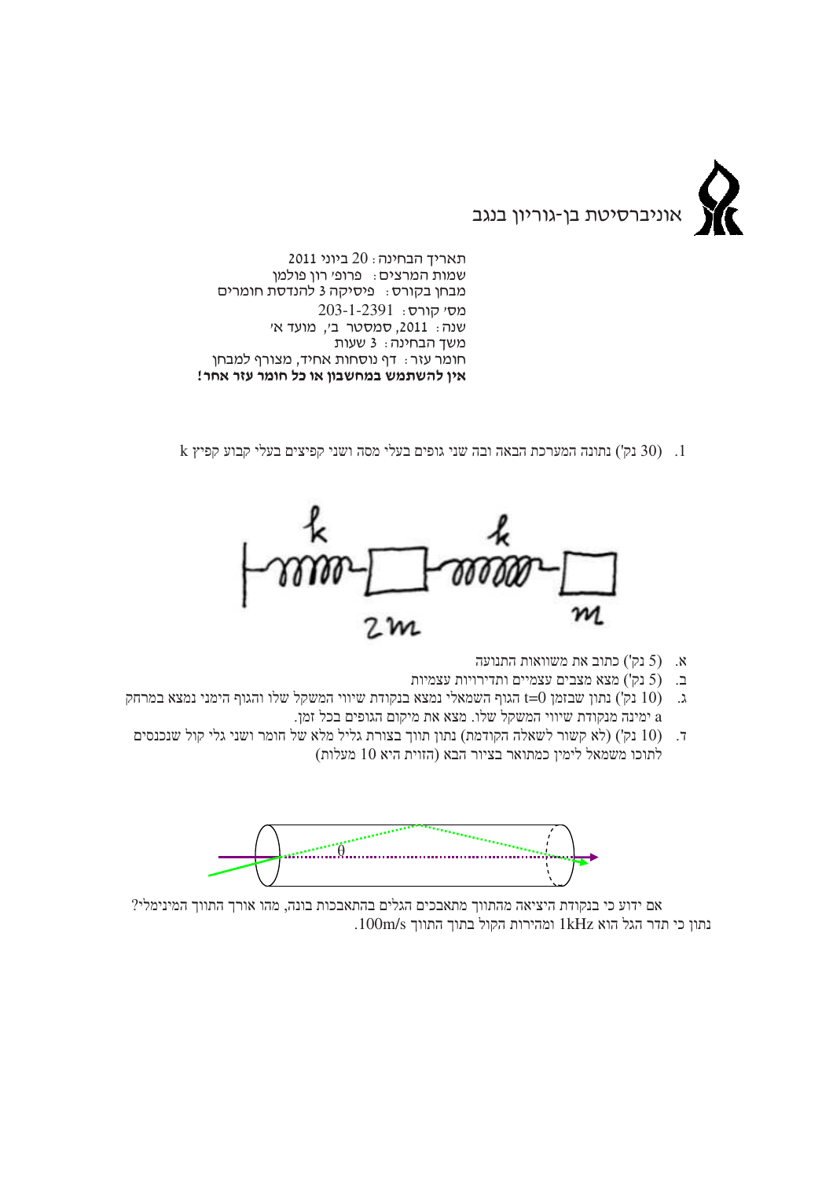אוניברסיטת בן-גוריון בנגב

תאריך הבחינה: 20 ביוני 2011
שמות המרצים: פרופ' רון פולמן
מבחן בקורס: פיסיקה 3 להנדסת חומרים
מס' קורס: 203-1-2391
שנה: 2011, סמסטר ב', מועד א'
משך הבחינה: 3 שעות
חומר עזר: דף נוסחות אחיד, מצורף למבחן
**אין להשתמש במחשבון או כל חומר עזר אחר!**

1. (30 נק') נתונה המערכת הבאה ובה שני גופים בעלי מסה ושני קפיצים בעלי קבוע קפיץ k

א. (5 נק') כתוב את משוואות התנועה
ב. (5 נק') מצא מצבים עצמיים ותדירויות עצמיות
ג. (10 נק') נתון שבזמן $t=0$ הגוף השמאלי נמצא בנקודת שיווי המשקל שלו והגוף הימני נמצא במרחק a ימינה מנקודת שיווי המשקל שלו. מצא את מיקום הגופים בכל זמן.
ד. (10 נק') (לא קשור לשאלה הקודמת) נתון תווך בצורת גליל מלא של חומר ושני גלי קול שנכנסים לתוכו משמאל לימין כמתואר בציור הבא (הזוית היא 10 מעלות)

אם ידוע כי בנקודת היציאה מהתווך מתאבכים הגלים בהתאבכות בונה, מהו אורך התווך המינימלי? נתון כי תדר הגל הוא 1kHz ומהירות הקול בתוך התווך 100m/s.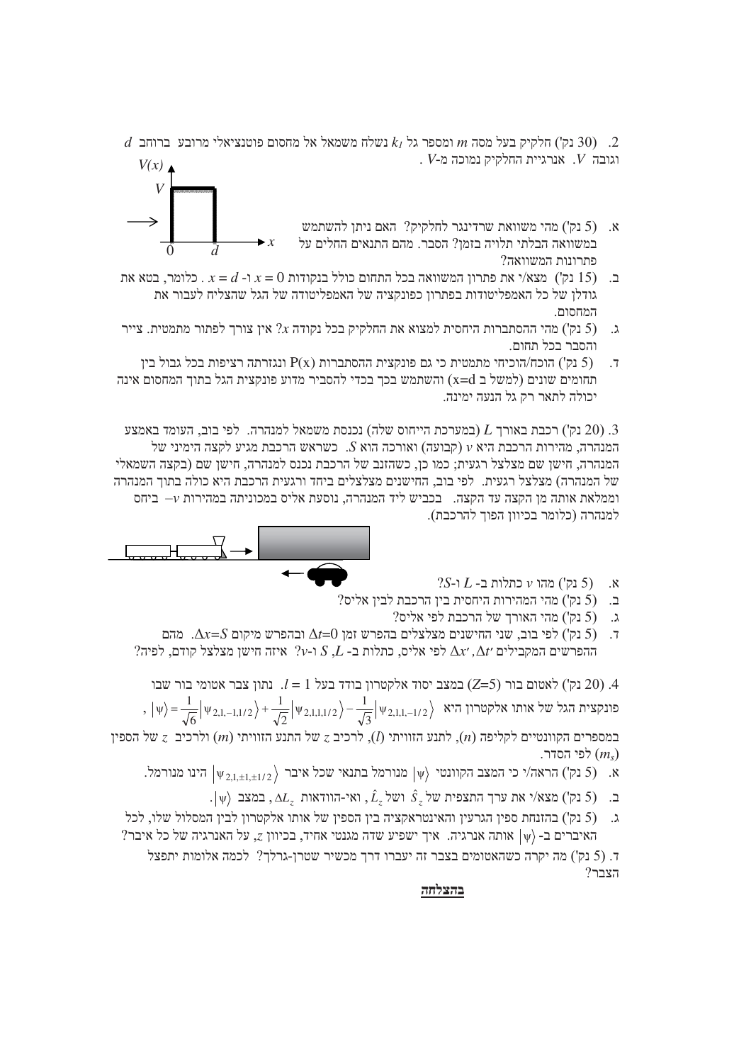2. (30 נק') חלקיק בעל מסה $m$ ומספר גל $k_1$ נשלח משמאל אל מחסום פוטנציאלי מרובע ברוחב $d$ וגובה $V$. אנרגיית החלקיק נמוכה מ-$V$.

א. (5 נק') מהי משוואת שרדינגר לחלקיק? האם ניתן להשתמש במשוואה הבלתי תלויה בזמן? הסבר. מהם התנאים החלים על פתרונות המשוואה?

ב. (15 נק') מצא/י את פתרון המשוואה בכל התחום כולל בנקודות $x = 0$ ו-$x = d$. כלומר, בטא את גודלן של כל האמפליטודות בפתרון כפונקציה של האמפליטודה של הגל שהצליח לעבור את המחסום.

ג. (5 נק') מהי ההסתברות היחסית למצוא את החלקיק בכל נקודה $x$? אין צורך לפתור מתמטית. צייר והסבר בכל תחום.

ד. (5 נק') הוכח/הוכיחי מתמטית כי גם פונקצית ההסתברות $P(x)$ ונגזרתה רציפות בכל גבול בין תחומים שונים (למשל ב $x=d$) והשתמש בכך בכדי להסביר מדוע פונקצית הגל בתוך המחסום אינה יכולה לתאר רק גל הנעה ימינה.

3. (20 נק') רכבת באורך $L$ (במערכת הייחוס שלה) נכנסת משמאל למנהרה. לפי בוב, העומד באמצע המנהרה, מהירות הרכבת היא $v$ (קבועה) ואורכה הוא $S$. כשראש הרכבת מגיע לקצה הימני של המנהרה, חיישן שם מצלצל רגעית; כמו כן, כשהזנב של הרכבת נכנס למנהרה, חיישן שם (בקצה השמאלי של המנהרה) מצלצל רגעית. לפי בוב, החיישנים מצלצלים ביחד ורגעית הרכבת היא כולה בתוך המנהרה וממלאת אותה מן הקצה עד הקצה. בכביש ליד המנהרה, נוסעת אליס במכוניתה במהירות $-v$ ביחס למנהרה (כלומר בכיוון הפוך להרכבת).

א. (5 נק') מהו $v$ כתלות ב- $L$ ו-$S$?

ב. (5 נק') מהי המהירות היחסית בין הרכבת לבין אליס?

ג. (5 נק') מהי האורך של הרכבת לפי אליס?

ד. (5 נק') לפי בוב, שני החיישנים מצלצלים בהפרש זמן $\Delta t=0$ ובהפרש מיקום $\Delta x=S$. מהם ההפרשים המקבילים $\Delta x'$, $\Delta t'$ לפי אליס, כתלות ב- $L$, $S$ ו-$v$? איזה חיישן מצלצל קודם, לפיה?

4. (20 נק') לאטום בור ($Z=5$) במצב יסוד אלקטרון בודד בעל $l = 1$. נתון צבר אטומי בור שבו פונקצית הגל של אותו אלקטרון היא $|\psi\rangle = \frac{1}{\sqrt{6}}|\psi_{2,1,-1,1/2}\rangle + \frac{1}{\sqrt{2}}|\psi_{2,1,1,1/2}\rangle - \frac{1}{\sqrt{3}}|\psi_{2,1,1,-1/2}\rangle$, במספרים הקוונטיים לקליפה ($n$), לתנע הזוויתי ($l$), לרכיב $z$ של התנע הזוויתי ($m$) ולרכיב $z$ של הספין ($m_s$) לפי הסדר.

א. (5 נק') הראה/י כי המצב הקוונטי $|\psi\rangle$ מנורמל בתנאי שכל איבר $|\psi_{2,1,\pm1,\pm1/2}\rangle$ הינו מנורמל.

ב. (5 נק') מצא/י את ערך התצפית של $\hat{L}_z$ ושל $\hat{S}_z$, ואי-הוודאות $\Delta L_z$, במצב $|\psi\rangle$.

ג. (5 נק') בהזנחת ספין הגרעין והאינטראקציה בין הספין של אותו אלקטרון לבין המסלול שלו, לכל האיברים ב- $|\psi\rangle$ אותה אנרגיה. איך ישפיע שדה מגנטי אחיד, בכיוון $z$, על האנרגיה של כל איבר?

ד. (5 נק') מה יקרה כשהאטומים בצבר זה יעברו דרך מכשיר שטרן-גרלך? לכמה אלומות יתפצל הצבר?

**בהצלחה**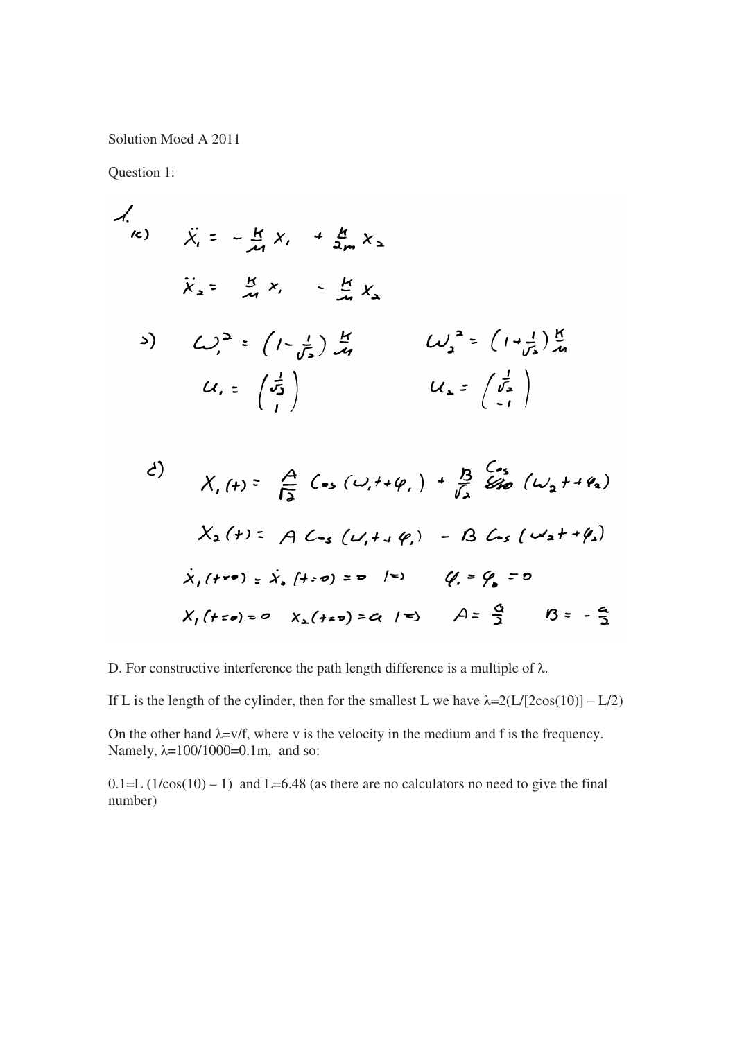Solution Moed A 2011

Question 1:

1.

c) $\ddot{X}_1 = -\frac{K}{m} X_1 + \frac{K}{2m} X_2$

$\ddot{X}_2 = \frac{K}{m} X_1 - \frac{K}{m} X_2$

b) $\omega_1^2 = \left(1 - \frac{1}{\sqrt{2}}\right)\frac{K}{m}$ $\qquad \omega_2^2 = \left(1 + \frac{1}{\sqrt{2}}\right)\frac{K}{m}$

$u_1 = \begin{pmatrix} \frac{1}{\sqrt{2}} \\ 1 \end{pmatrix}$ $\qquad u_2 = \begin{pmatrix} \frac{1}{\sqrt{2}} \\ -1 \end{pmatrix}$

c) $X_1(t) = \frac{A}{\sqrt{2}} \cos(\omega_1 t + \varphi_1) + \frac{B}{\sqrt{2}} \cos(\omega_2 t + \varphi_2)$

$X_2(t) = A \cos(\omega_1 t + \varphi_1) - B \cos(\omega_2 t + \varphi_2)$

$\dot{X}_1(t=0) = \dot{X}_2(t=0) = 0 \implies \varphi_1 = \varphi_2 = 0$

$X_1(t=0) = 0 \quad X_2(t=0) = a \implies A = \frac{a}{2} \quad B = -\frac{a}{2}$

D. For constructive interference the path length difference is a multiple of λ.

If L is the length of the cylinder, then for the smallest L we have $\lambda = 2(L/[2\cos(10)] - L/2)$

On the other hand $\lambda = v/f$, where v is the velocity in the medium and f is the frequency. Namely, $\lambda = 100/1000 = 0.1$m, and so:

$0.1 = L\,(1/\cos(10) - 1)$ and $L = 6.48$ (as there are no calculators no need to give the final number)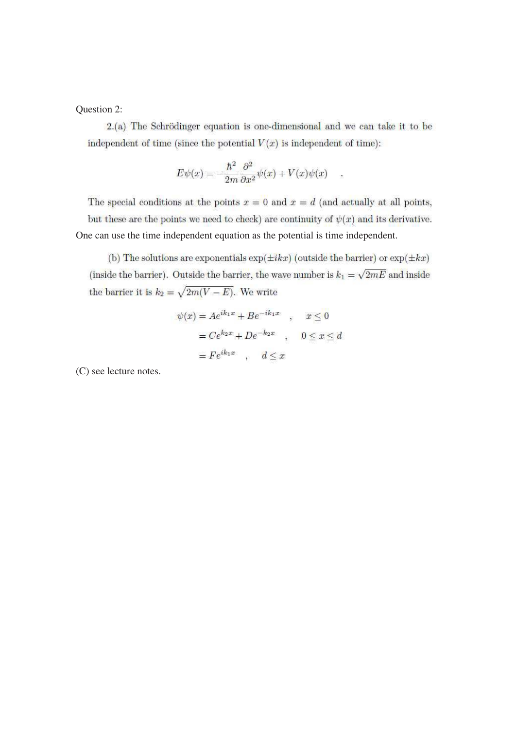Question 2:

2.(a) The Schrödinger equation is one-dimensional and we can take it to be independent of time (since the potential $V(x)$ is independent of time):

$$E\psi(x) = -\frac{\hbar^2}{2m}\frac{\partial^2}{\partial x^2}\psi(x) + V(x)\psi(x) \quad .$$

The special conditions at the points $x = 0$ and $x = d$ (and actually at all points, but these are the points we need to check) are continuity of $\psi(x)$ and its derivative. One can use the time independent equation as the potential is time independent.

(b) The solutions are exponentials $\exp(\pm ikx)$ (outside the barrier) or $\exp(\pm kx)$ (inside the barrier). Outside the barrier, the wave number is $k_1 = \sqrt{2mE}$ and inside the barrier it is $k_2 = \sqrt{2m(V - E)}$. We write

$$
\begin{aligned}
\psi(x) &= Ae^{ik_1x} + Be^{-ik_1x} \quad , \quad x \leq 0 \\
&= Ce^{k_2x} + De^{-k_2x} \quad , \quad 0 \leq x \leq d \\
&= Fe^{ik_1x} \quad , \quad d \leq x
\end{aligned}
$$

(C) see lecture notes.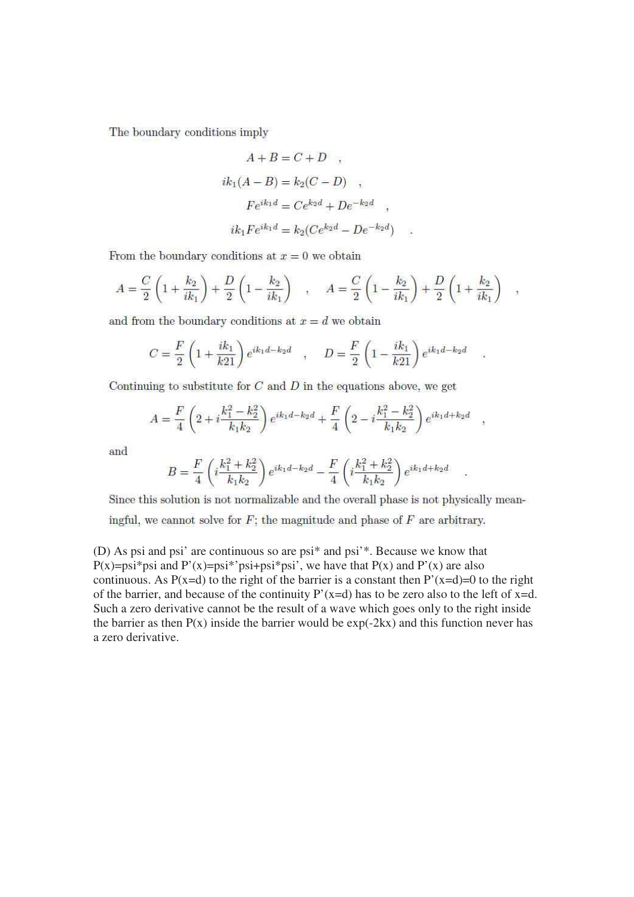The boundary conditions imply

$$A + B = C + D \quad ,$$

$$ik_1(A - B) = k_2(C - D) \quad ,$$

$$Fe^{ik_1 d} = Ce^{k_2 d} + De^{-k_2 d} \quad ,$$

$$ik_1 Fe^{ik_1 d} = k_2(Ce^{k_2 d} - De^{-k_2 d}) \quad .$$

From the boundary conditions at $x = 0$ we obtain

$$A = \frac{C}{2}\left(1 + \frac{k_2}{ik_1}\right) + \frac{D}{2}\left(1 - \frac{k_2}{ik_1}\right) \quad , \quad A = \frac{C}{2}\left(1 - \frac{k_2}{ik_1}\right) + \frac{D}{2}\left(1 + \frac{k_2}{ik_1}\right) \quad ,$$

and from the boundary conditions at $x = d$ we obtain

$$C = \frac{F}{2}\left(1 + \frac{ik_1}{k21}\right)e^{ik_1 d - k_2 d} \quad , \quad D = \frac{F}{2}\left(1 - \frac{ik_1}{k21}\right)e^{ik_1 d - k_2 d} \quad .$$

Continuing to substitute for $C$ and $D$ in the equations above, we get

$$A = \frac{F}{4}\left(2 + i\frac{k_1^2 - k_2^2}{k_1 k_2}\right)e^{ik_1 d - k_2 d} + \frac{F}{4}\left(2 - i\frac{k_1^2 - k_2^2}{k_1 k_2}\right)e^{ik_1 d + k_2 d} \quad ,$$

and

$$B = \frac{F}{4}\left(i\frac{k_1^2 + k_2^2}{k_1 k_2}\right)e^{ik_1 d - k_2 d} - \frac{F}{4}\left(i\frac{k_1^2 + k_2^2}{k_1 k_2}\right)e^{ik_1 d + k_2 d} \quad .$$

Since this solution is not normalizable and the overall phase is not physically meaningful, we cannot solve for $F$; the magnitude and phase of $F$ are arbitrary.

(D) As psi and psi' are continuous so are psi* and psi'*. Because we know that P(x)=psi*psi and P'(x)=psi*'psi+psi*psi', we have that P(x) and P'(x) are also continuous. As P(x=d) to the right of the barrier is a constant then P'(x=d)=0 to the right of the barrier, and because of the continuity P'(x=d) has to be zero also to the left of x=d. Such a zero derivative cannot be the result of a wave which goes only to the right inside the barrier as then P(x) inside the barrier would be exp(-2kx) and this function never has a zero derivative.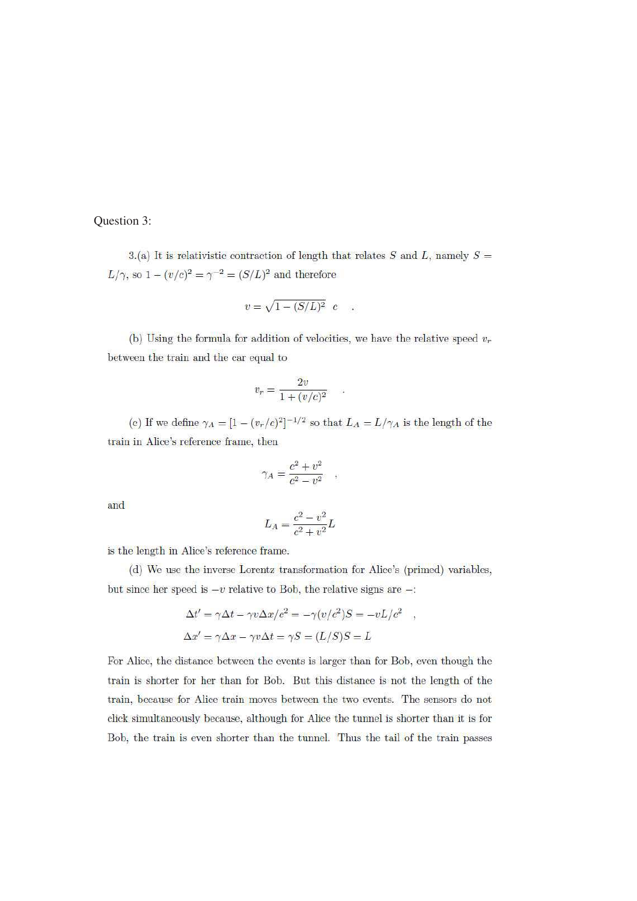Question 3:

3.(a) It is relativistic contraction of length that relates $S$ and $L$, namely $S = L/\gamma$, so $1 - (v/c)^2 = \gamma^{-2} = (S/L)^2$ and therefore

$$v = \sqrt{1 - (S/L)^2}\; c \quad .$$

(b) Using the formula for addition of velocities, we have the relative speed $v_r$ between the train and the car equal to

$$v_r = \frac{2v}{1 + (v/c)^2} \quad .$$

(c) If we define $\gamma_A = [1 - (v_r/c)^2]^{-1/2}$ so that $L_A = L/\gamma_A$ is the length of the train in Alice's reference frame, then

$$\gamma_A = \frac{c^2 + v^2}{c^2 - v^2} \quad ,$$

and

$$L_A = \frac{c^2 - v^2}{c^2 + v^2} L$$

is the length in Alice's reference frame.

(d) We use the inverse Lorentz transformation for Alice's (primed) variables, but since her speed is $-v$ relative to Bob, the relative signs are $-$:

$$\Delta t' = \gamma \Delta t - \gamma v \Delta x / c^2 = -\gamma (v/c^2) S = -vL/c^2 \quad ,$$

$$\Delta x' = \gamma \Delta x - \gamma v \Delta t = \gamma S = (L/S) S = L$$

For Alice, the distance between the events is larger than for Bob, even though the train is shorter for her than for Bob. But this distance is not the length of the train, because for Alice train moves between the two events. The sensors do not click simultaneously because, although for Alice the tunnel is shorter than it is for Bob, the train is even shorter than the tunnel. Thus the tail of the train passes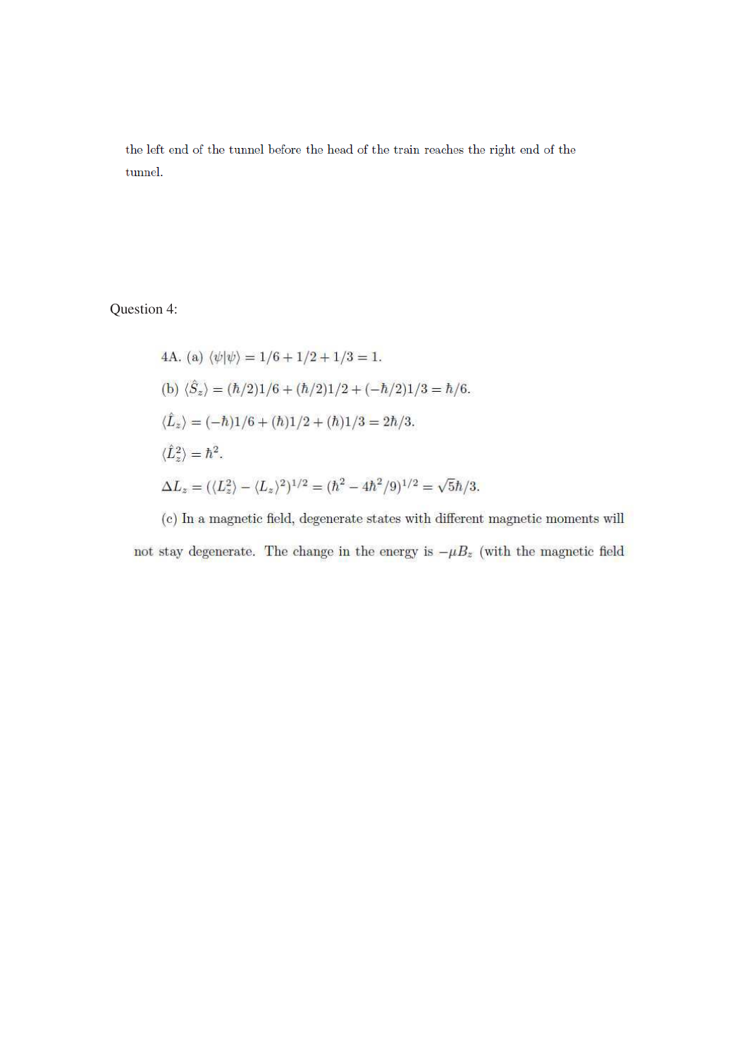the left end of the tunnel before the head of the train reaches the right end of the tunnel.

Question 4:

4A. (a) $\langle\psi|\psi\rangle = 1/6 + 1/2 + 1/3 = 1$.

(b) $\langle\hat{S}_z\rangle = (\hbar/2)1/6 + (\hbar/2)1/2 + (-\hbar/2)1/3 = \hbar/6$.

$\langle\hat{L}_z\rangle = (-\hbar)1/6 + (\hbar)1/2 + (\hbar)1/3 = 2\hbar/3$.

$\langle\hat{L}_z^2\rangle = \hbar^2$.

$\Delta L_z = (\langle L_z^2\rangle - \langle L_z\rangle^2)^{1/2} = (\hbar^2 - 4\hbar^2/9)^{1/2} = \sqrt{5}\hbar/3$.

(c) In a magnetic field, degenerate states with different magnetic moments will not stay degenerate. The change in the energy is $-\mu B_z$ (with the magnetic field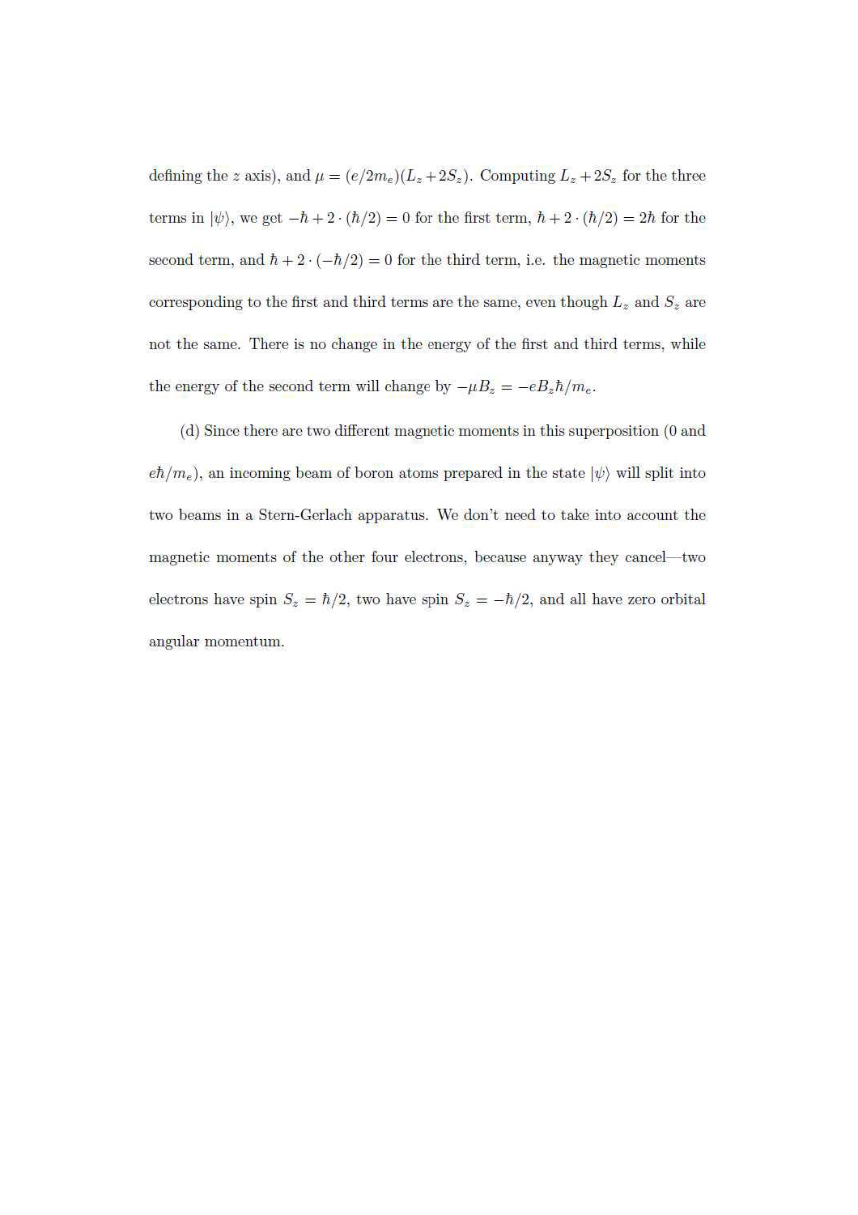defining the $z$ axis), and $\mu = (e/2m_e)(L_z + 2S_z)$. Computing $L_z + 2S_z$ for the three terms in $|\psi\rangle$, we get $-\hbar + 2 \cdot (\hbar/2) = 0$ for the first term, $\hbar + 2 \cdot (\hbar/2) = 2\hbar$ for the second term, and $\hbar + 2 \cdot (-\hbar/2) = 0$ for the third term, i.e. the magnetic moments corresponding to the first and third terms are the same, even though $L_z$ and $S_z$ are not the same. There is no change in the energy of the first and third terms, while the energy of the second term will change by $-\mu B_z = -eB_z\hbar/m_e$.

(d) Since there are two different magnetic moments in this superposition (0 and $e\hbar/m_e$), an incoming beam of boron atoms prepared in the state $|\psi\rangle$ will split into two beams in a Stern-Gerlach apparatus. We don't need to take into account the magnetic moments of the other four electrons, because anyway they cancel—two electrons have spin $S_z = \hbar/2$, two have spin $S_z = -\hbar/2$, and all have zero orbital angular momentum.